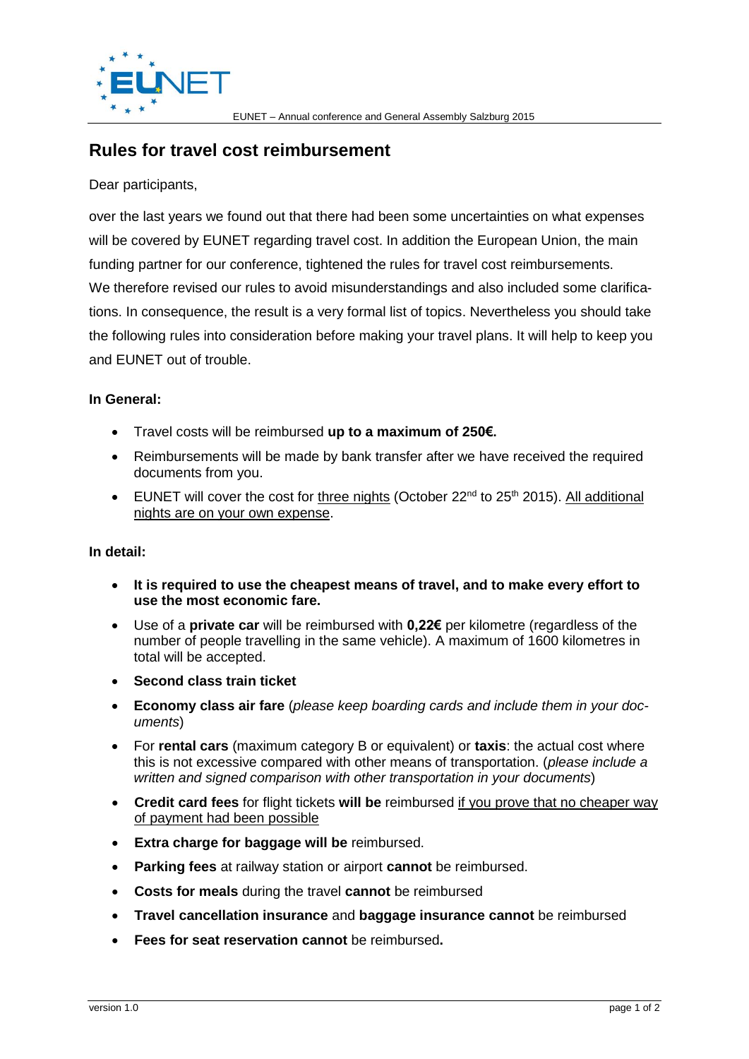# Rules for travel cost reimbursement

Dear participants,

over the last years we found out that there had been some uncertainties on what expenses will be covered by EUNET regarding travel cost. In addition the European Union, the main funding partner for our conference, tightened the rules for travel cost reimbursements. We therefore revised our rules to avoid misunderstandings and also included some clarifications. In consequence, the result is a very formal list of topics. Nevertheless you should take the following rules into consideration before making your travel plans. It will help to keep you and EUNET out of trouble.

**In General:**

- Travel costs will be reimbursed **up to a maximum of 250€.**
- Reimbursements will be made by bank transfer after we have received the required documents from you.
- EUNET will cover the cost for three nights (October 22nd to 25th 2015). All additional nights are on your own expense.

**In detail:**

- **It is required to use the cheapest means of travel, and to make every effort to use the most economic fare.**
- Use of a **private car** will be reimbursed with **0,22€** per kilometre (regardless of the number of people travelling in the same vehicle). A maximum of 1600 kilometres in total will be accepted.
- **Second class train ticket**
- **Economy class air fare** (*please keep boarding cards and include them in your documents*)
- For **rental cars** (maximum category B or equivalent) or **taxis**: the actual cost where this is not excessive compared with other means of transportation. (*please include a written and signed comparison with other transportation in your documents*)
- **Credit card fees** for flight tickets **will be** reimbursed if you prove that no cheaper way of payment had been possible
- **Extra charge for baggage will be** reimbursed.
- **Parking fees** at railway station or airport **cannot** be reimbursed.
- **Costs for meals** during the travel **cannot** be reimbursed
- **Travel cancellation insurance** and **baggage insurance cannot** be reimbursed
- **Fees for seat reservation cannot** be reimbursed**.**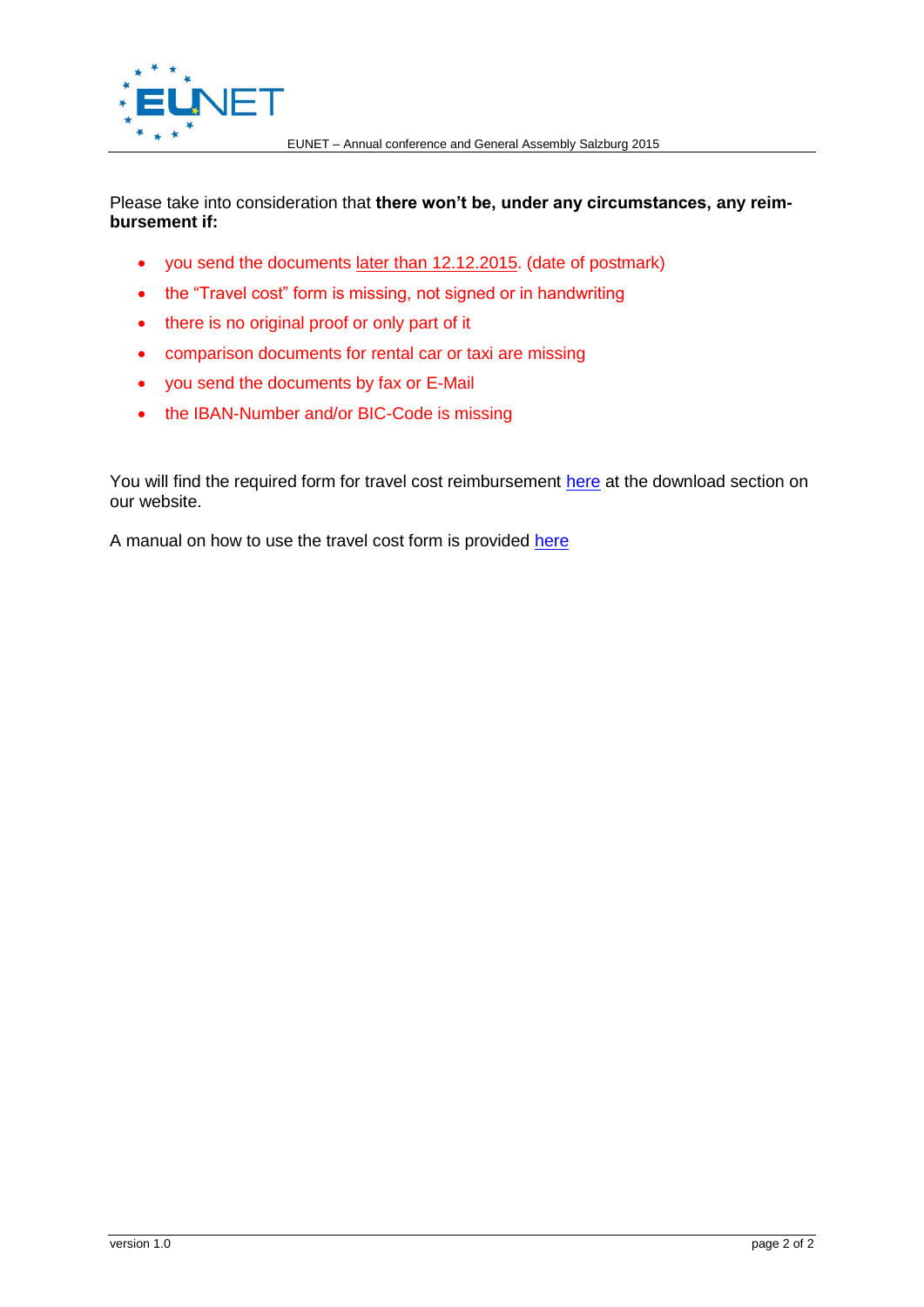Please take into consideration that **there won't be, under any circumstances, any reimbursement if:**

- you send the documents later than 12.12.2015. (date of postmark)
- the "Travel cost" form is missing, not signed or in handwriting
- there is no original proof or only part of it
- comparison documents for rental car or taxi are missing
- you send the documents by fax or E-Mail
- the IBAN-Number and/or BIC-Code is missing

You will find the required form for travel cost reimbursement here at the download section on our website.

A manual on how to use the travel cost form is provided here